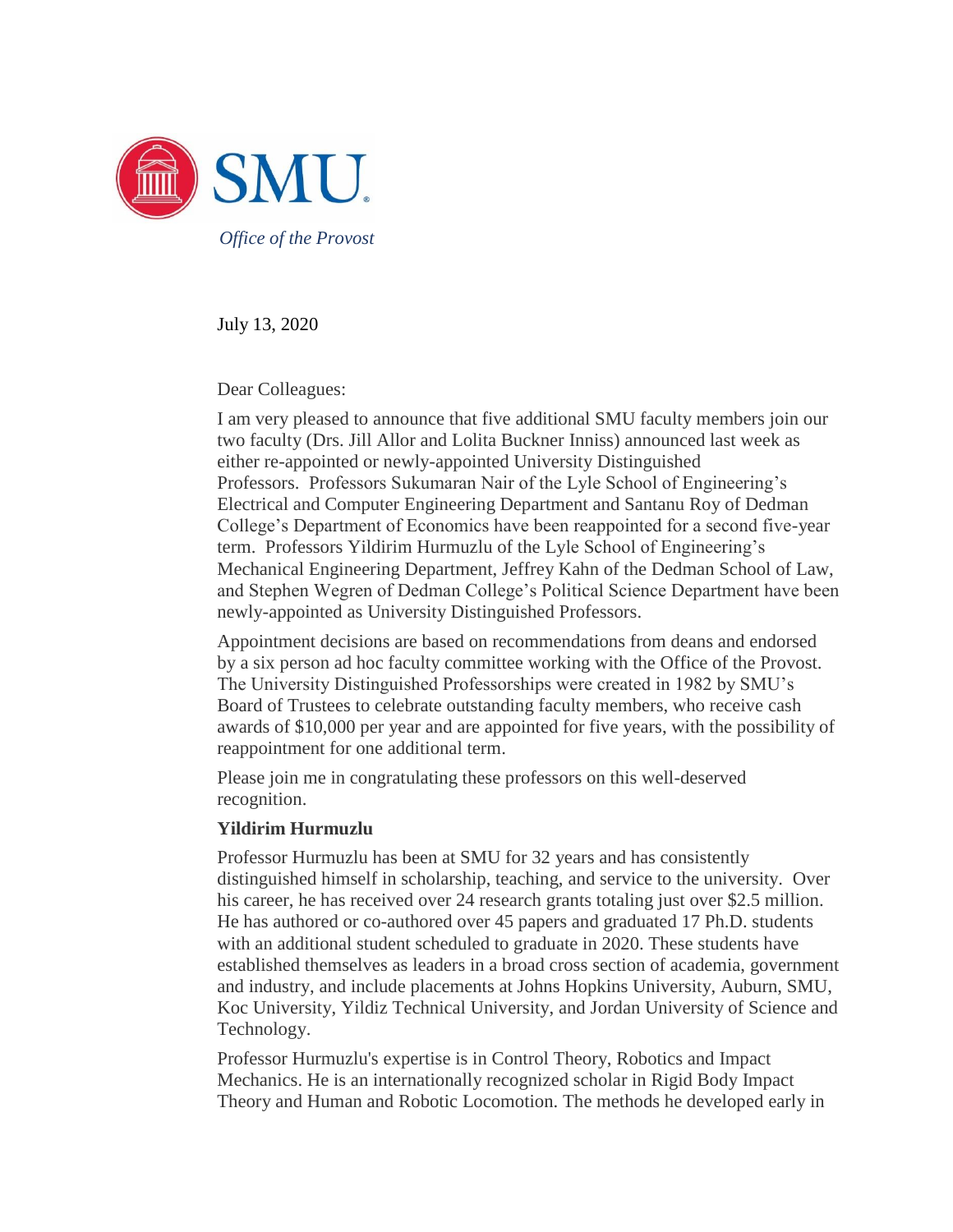SMU

*Office of the Provost*

July 13, 2020

Dear Colleagues:

I am very pleased to announce that five additional SMU faculty members join our two faculty (Drs. Jill Allor and Lolita Buckner Inniss) announced last week as either re-appointed or newly-appointed University Distinguished Professors. Professors Sukumaran Nair of the Lyle School of Engineering's Electrical and Computer Engineering Department and Santanu Roy of Dedman College's Department of Economics have been reappointed for a second five-year term. Professors Yildirim Hurmuzlu of the Lyle School of Engineering's Mechanical Engineering Department, Jeffrey Kahn of the Dedman School of Law, and Stephen Wegren of Dedman College's Political Science Department have been newly-appointed as University Distinguished Professors.

Appointment decisions are based on recommendations from deans and endorsed by a six person ad hoc faculty committee working with the Office of the Provost. The University Distinguished Professorships were created in 1982 by SMU's Board of Trustees to celebrate outstanding faculty members, who receive cash awards of $10,000 per year and are appointed for five years, with the possibility of reappointment for one additional term.

Please join me in congratulating these professors on this well-deserved recognition.

**Yildirim Hurmuzlu**

Professor Hurmuzlu has been at SMU for 32 years and has consistently distinguished himself in scholarship, teaching, and service to the university. Over his career, he has received over 24 research grants totaling just over $2.5 million. He has authored or co-authored over 45 papers and graduated 17 Ph.D. students with an additional student scheduled to graduate in 2020. These students have established themselves as leaders in a broad cross section of academia, government and industry, and include placements at Johns Hopkins University, Auburn, SMU, Koc University, Yildiz Technical University, and Jordan University of Science and Technology.

Professor Hurmuzlu's expertise is in Control Theory, Robotics and Impact Mechanics. He is an internationally recognized scholar in Rigid Body Impact Theory and Human and Robotic Locomotion. The methods he developed early in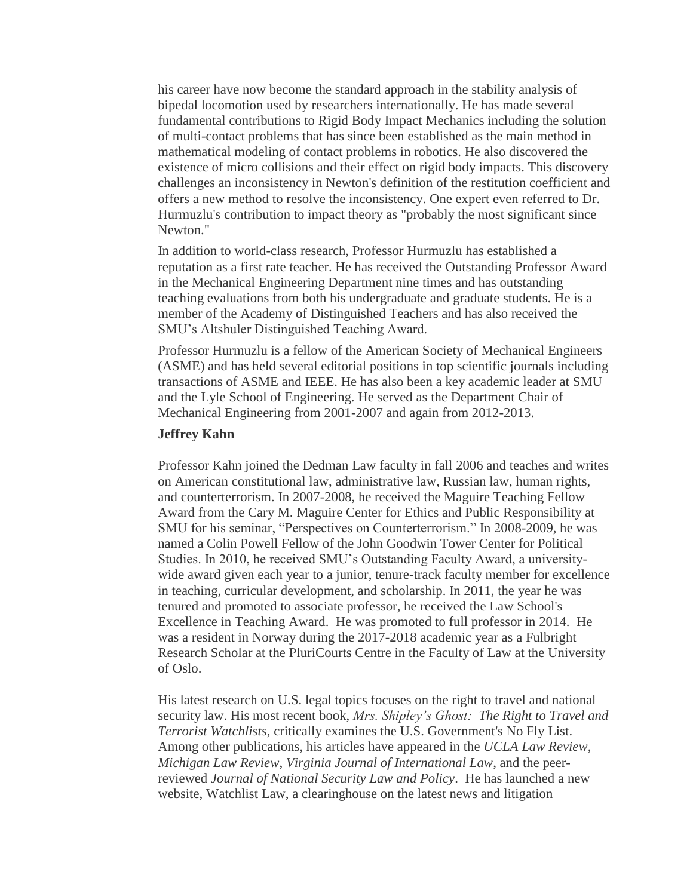his career have now become the standard approach in the stability analysis of bipedal locomotion used by researchers internationally. He has made several fundamental contributions to Rigid Body Impact Mechanics including the solution of multi-contact problems that has since been established as the main method in mathematical modeling of contact problems in robotics. He also discovered the existence of micro collisions and their effect on rigid body impacts. This discovery challenges an inconsistency in Newton's definition of the restitution coefficient and offers a new method to resolve the inconsistency. One expert even referred to Dr. Hurmuzlu's contribution to impact theory as "probably the most significant since Newton."

In addition to world-class research, Professor Hurmuzlu has established a reputation as a first rate teacher. He has received the Outstanding Professor Award in the Mechanical Engineering Department nine times and has outstanding teaching evaluations from both his undergraduate and graduate students. He is a member of the Academy of Distinguished Teachers and has also received the SMU's Altshuler Distinguished Teaching Award.

Professor Hurmuzlu is a fellow of the American Society of Mechanical Engineers (ASME) and has held several editorial positions in top scientific journals including transactions of ASME and IEEE. He has also been a key academic leader at SMU and the Lyle School of Engineering. He served as the Department Chair of Mechanical Engineering from 2001-2007 and again from 2012-2013.

**Jeffrey Kahn**

Professor Kahn joined the Dedman Law faculty in fall 2006 and teaches and writes on American constitutional law, administrative law, Russian law, human rights, and counterterrorism. In 2007-2008, he received the Maguire Teaching Fellow Award from the Cary M. Maguire Center for Ethics and Public Responsibility at SMU for his seminar, "Perspectives on Counterterrorism." In 2008-2009, he was named a Colin Powell Fellow of the John Goodwin Tower Center for Political Studies. In 2010, he received SMU's Outstanding Faculty Award, a university-wide award given each year to a junior, tenure-track faculty member for excellence in teaching, curricular development, and scholarship. In 2011, the year he was tenured and promoted to associate professor, he received the Law School's Excellence in Teaching Award. He was promoted to full professor in 2014. He was a resident in Norway during the 2017-2018 academic year as a Fulbright Research Scholar at the PluriCourts Centre in the Faculty of Law at the University of Oslo.

His latest research on U.S. legal topics focuses on the right to travel and national security law. His most recent book, *Mrs. Shipley's Ghost: The Right to Travel and Terrorist Watchlists*, critically examines the U.S. Government's No Fly List. Among other publications, his articles have appeared in the *UCLA Law Review*, *Michigan Law Review*, *Virginia Journal of International Law*, and the peer-reviewed *Journal of National Security Law and Policy*. He has launched a new website, Watchlist Law, a clearinghouse on the latest news and litigation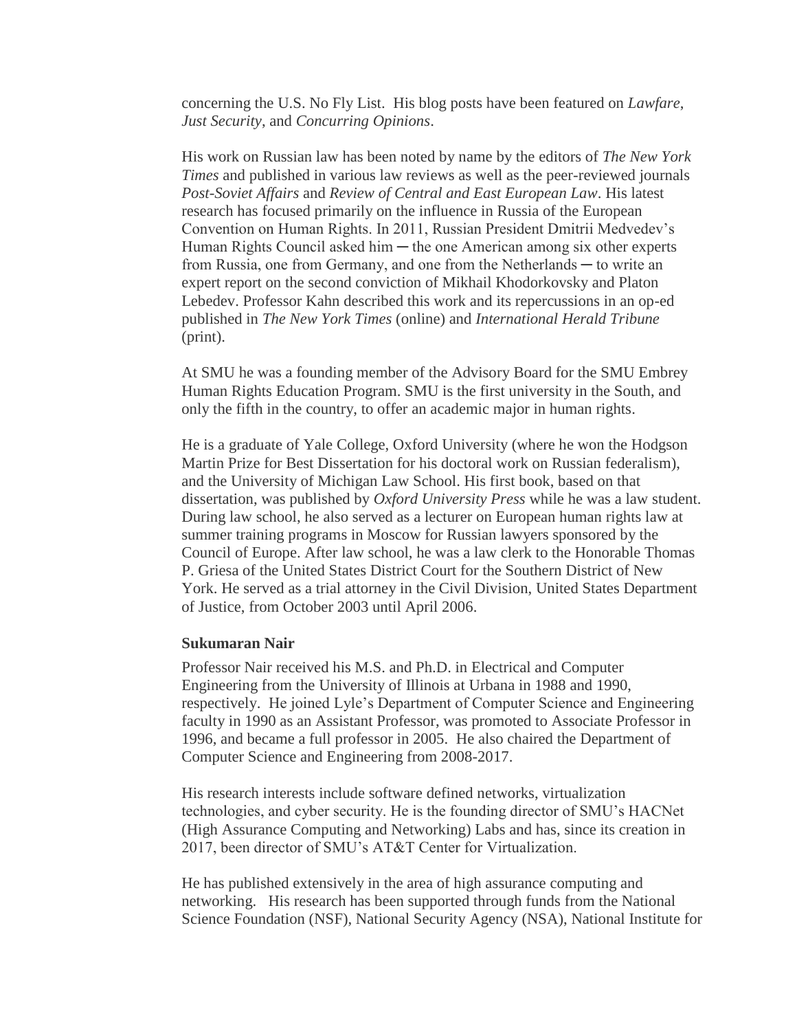concerning the U.S. No Fly List. His blog posts have been featured on *Lawfare*, *Just Security*, and *Concurring Opinions*.

His work on Russian law has been noted by name by the editors of *The New York Times* and published in various law reviews as well as the peer-reviewed journals *Post-Soviet Affairs* and *Review of Central and East European Law*. His latest research has focused primarily on the influence in Russia of the European Convention on Human Rights. In 2011, Russian President Dmitrii Medvedev's Human Rights Council asked him ─ the one American among six other experts from Russia, one from Germany, and one from the Netherlands ─ to write an expert report on the second conviction of Mikhail Khodorkovsky and Platon Lebedev. Professor Kahn described this work and its repercussions in an op-ed published in *The New York Times* (online) and *International Herald Tribune* (print).

At SMU he was a founding member of the Advisory Board for the SMU Embrey Human Rights Education Program. SMU is the first university in the South, and only the fifth in the country, to offer an academic major in human rights.

He is a graduate of Yale College, Oxford University (where he won the Hodgson Martin Prize for Best Dissertation for his doctoral work on Russian federalism), and the University of Michigan Law School. His first book, based on that dissertation, was published by *Oxford University Press* while he was a law student. During law school, he also served as a lecturer on European human rights law at summer training programs in Moscow for Russian lawyers sponsored by the Council of Europe. After law school, he was a law clerk to the Honorable Thomas P. Griesa of the United States District Court for the Southern District of New York. He served as a trial attorney in the Civil Division, United States Department of Justice, from October 2003 until April 2006.

**Sukumaran Nair**

Professor Nair received his M.S. and Ph.D. in Electrical and Computer Engineering from the University of Illinois at Urbana in 1988 and 1990, respectively. He joined Lyle's Department of Computer Science and Engineering faculty in 1990 as an Assistant Professor, was promoted to Associate Professor in 1996, and became a full professor in 2005. He also chaired the Department of Computer Science and Engineering from 2008-2017.

His research interests include software defined networks, virtualization technologies, and cyber security. He is the founding director of SMU's HACNet (High Assurance Computing and Networking) Labs and has, since its creation in 2017, been director of SMU's AT&T Center for Virtualization.

He has published extensively in the area of high assurance computing and networking. His research has been supported through funds from the National Science Foundation (NSF), National Security Agency (NSA), National Institute for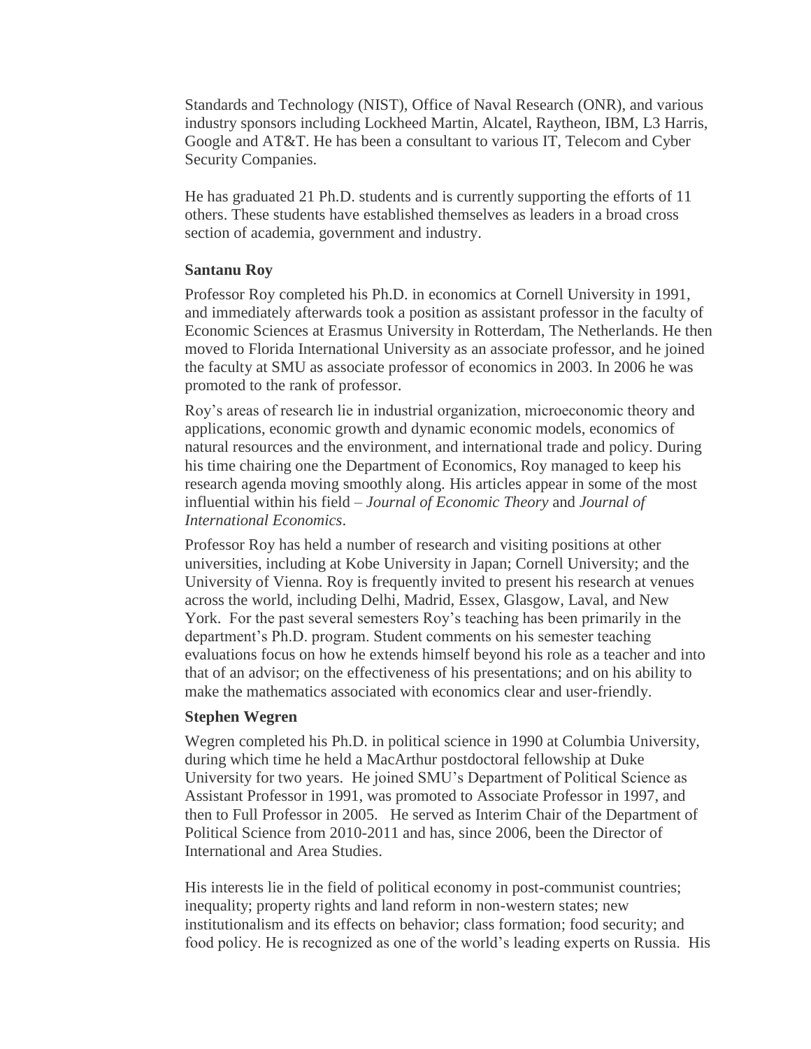Standards and Technology (NIST), Office of Naval Research (ONR), and various industry sponsors including Lockheed Martin, Alcatel, Raytheon, IBM, L3 Harris, Google and AT&T. He has been a consultant to various IT, Telecom and Cyber Security Companies.

He has graduated 21 Ph.D. students and is currently supporting the efforts of 11 others. These students have established themselves as leaders in a broad cross section of academia, government and industry.

**Santanu Roy**

Professor Roy completed his Ph.D. in economics at Cornell University in 1991, and immediately afterwards took a position as assistant professor in the faculty of Economic Sciences at Erasmus University in Rotterdam, The Netherlands. He then moved to Florida International University as an associate professor, and he joined the faculty at SMU as associate professor of economics in 2003. In 2006 he was promoted to the rank of professor.

Roy's areas of research lie in industrial organization, microeconomic theory and applications, economic growth and dynamic economic models, economics of natural resources and the environment, and international trade and policy. During his time chairing one the Department of Economics, Roy managed to keep his research agenda moving smoothly along. His articles appear in some of the most influential within his field – *Journal of Economic Theory* and *Journal of International Economics*.

Professor Roy has held a number of research and visiting positions at other universities, including at Kobe University in Japan; Cornell University; and the University of Vienna. Roy is frequently invited to present his research at venues across the world, including Delhi, Madrid, Essex, Glasgow, Laval, and New York. For the past several semesters Roy's teaching has been primarily in the department's Ph.D. program. Student comments on his semester teaching evaluations focus on how he extends himself beyond his role as a teacher and into that of an advisor; on the effectiveness of his presentations; and on his ability to make the mathematics associated with economics clear and user-friendly.

**Stephen Wegren**

Wegren completed his Ph.D. in political science in 1990 at Columbia University, during which time he held a MacArthur postdoctoral fellowship at Duke University for two years. He joined SMU's Department of Political Science as Assistant Professor in 1991, was promoted to Associate Professor in 1997, and then to Full Professor in 2005. He served as Interim Chair of the Department of Political Science from 2010-2011 and has, since 2006, been the Director of International and Area Studies.

His interests lie in the field of political economy in post-communist countries; inequality; property rights and land reform in non-western states; new institutionalism and its effects on behavior; class formation; food security; and food policy. He is recognized as one of the world's leading experts on Russia. His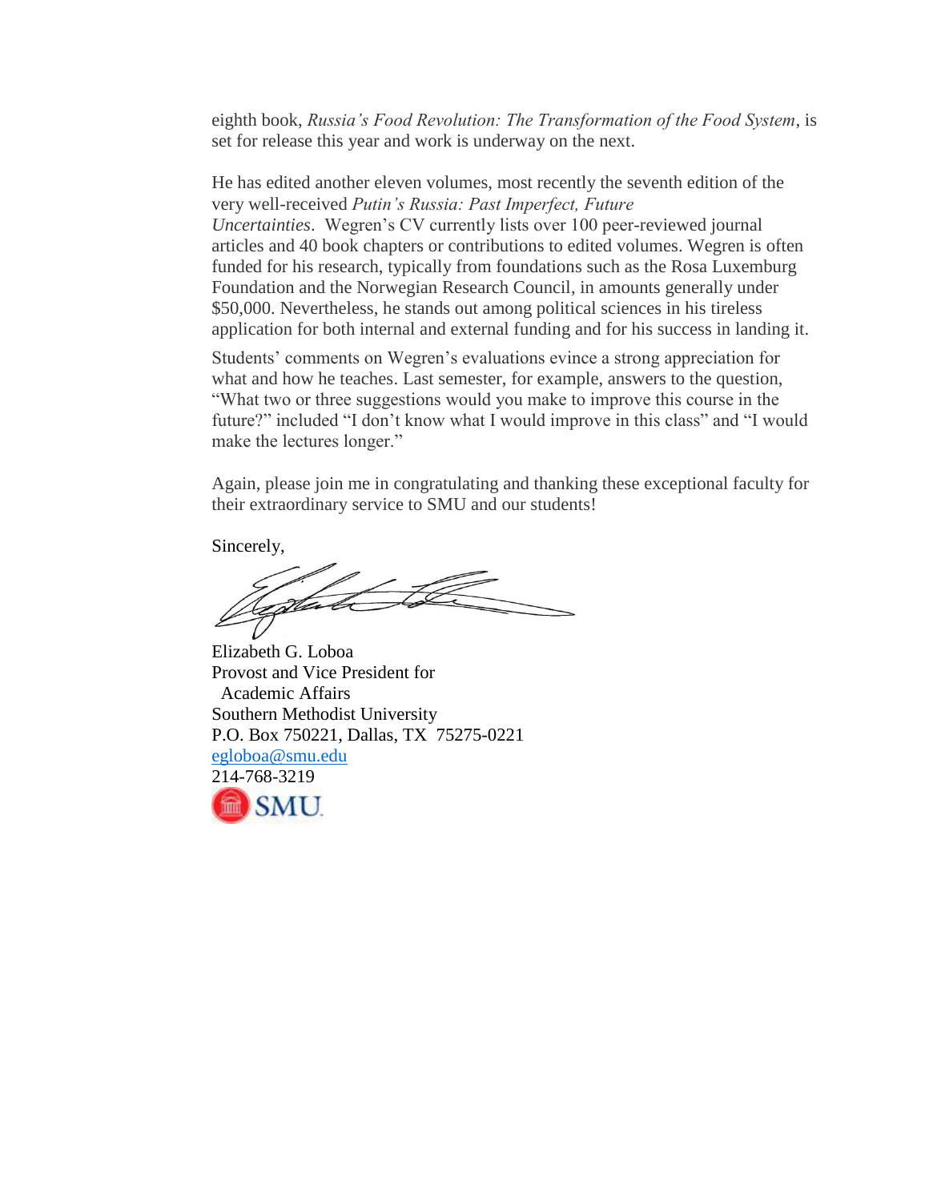eighth book, *Russia's Food Revolution: The Transformation of the Food System*, is set for release this year and work is underway on the next.

He has edited another eleven volumes, most recently the seventh edition of the very well-received *Putin's Russia: Past Imperfect, Future Uncertainties*. Wegren's CV currently lists over 100 peer-reviewed journal articles and 40 book chapters or contributions to edited volumes. Wegren is often funded for his research, typically from foundations such as the Rosa Luxemburg Foundation and the Norwegian Research Council, in amounts generally under $50,000. Nevertheless, he stands out among political sciences in his tireless application for both internal and external funding and for his success in landing it.

Students' comments on Wegren's evaluations evince a strong appreciation for what and how he teaches. Last semester, for example, answers to the question, "What two or three suggestions would you make to improve this course in the future?" included "I don't know what I would improve in this class" and "I would make the lectures longer."

Again, please join me in congratulating and thanking these exceptional faculty for their extraordinary service to SMU and our students!

Sincerely,

Elizabeth G. Loboa
Provost and Vice President for
Academic Affairs
Southern Methodist University
P.O. Box 750221, Dallas, TX 75275-0221
egloboa@smu.edu
214-768-3219
SMU